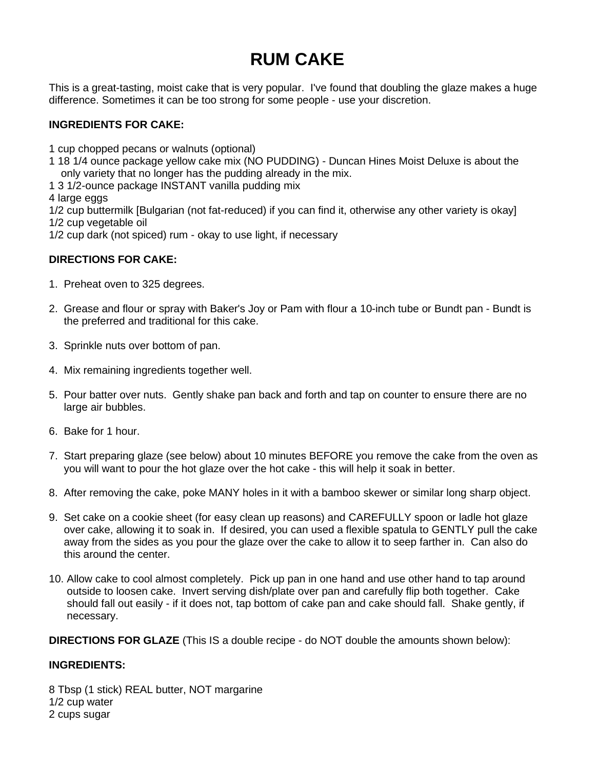# RUM CAKE

This is a great-tasting, moist cake that is very popular. I've found that doubling the glaze makes a huge difference. Sometimes it can be too strong for some people - use your discretion.

**INGREDIENTS FOR CAKE:**

1 cup chopped pecans or walnuts (optional)
1 18 1/4 ounce package yellow cake mix (NO PUDDING) - Duncan Hines Moist Deluxe is about the only variety that no longer has the pudding already in the mix.
1 3 1/2-ounce package INSTANT vanilla pudding mix
4 large eggs
1/2 cup buttermilk [Bulgarian (not fat-reduced) if you can find it, otherwise any other variety is okay]
1/2 cup vegetable oil
1/2 cup dark (not spiced) rum - okay to use light, if necessary

**DIRECTIONS FOR CAKE:**

1. Preheat oven to 325 degrees.

2. Grease and flour or spray with Baker's Joy or Pam with flour a 10-inch tube or Bundt pan - Bundt is the preferred and traditional for this cake.

3. Sprinkle nuts over bottom of pan.

4. Mix remaining ingredients together well.

5. Pour batter over nuts. Gently shake pan back and forth and tap on counter to ensure there are no large air bubbles.

6. Bake for 1 hour.

7. Start preparing glaze (see below) about 10 minutes BEFORE you remove the cake from the oven as you will want to pour the hot glaze over the hot cake - this will help it soak in better.

8. After removing the cake, poke MANY holes in it with a bamboo skewer or similar long sharp object.

9. Set cake on a cookie sheet (for easy clean up reasons) and CAREFULLY spoon or ladle hot glaze over cake, allowing it to soak in. If desired, you can used a flexible spatula to GENTLY pull the cake away from the sides as you pour the glaze over the cake to allow it to seep farther in. Can also do this around the center.

10. Allow cake to cool almost completely. Pick up pan in one hand and use other hand to tap around outside to loosen cake. Invert serving dish/plate over pan and carefully flip both together. Cake should fall out easily - if it does not, tap bottom of cake pan and cake should fall. Shake gently, if necessary.

**DIRECTIONS FOR GLAZE** (This IS a double recipe - do NOT double the amounts shown below):

**INGREDIENTS:**

8 Tbsp (1 stick) REAL butter, NOT margarine
1/2 cup water
2 cups sugar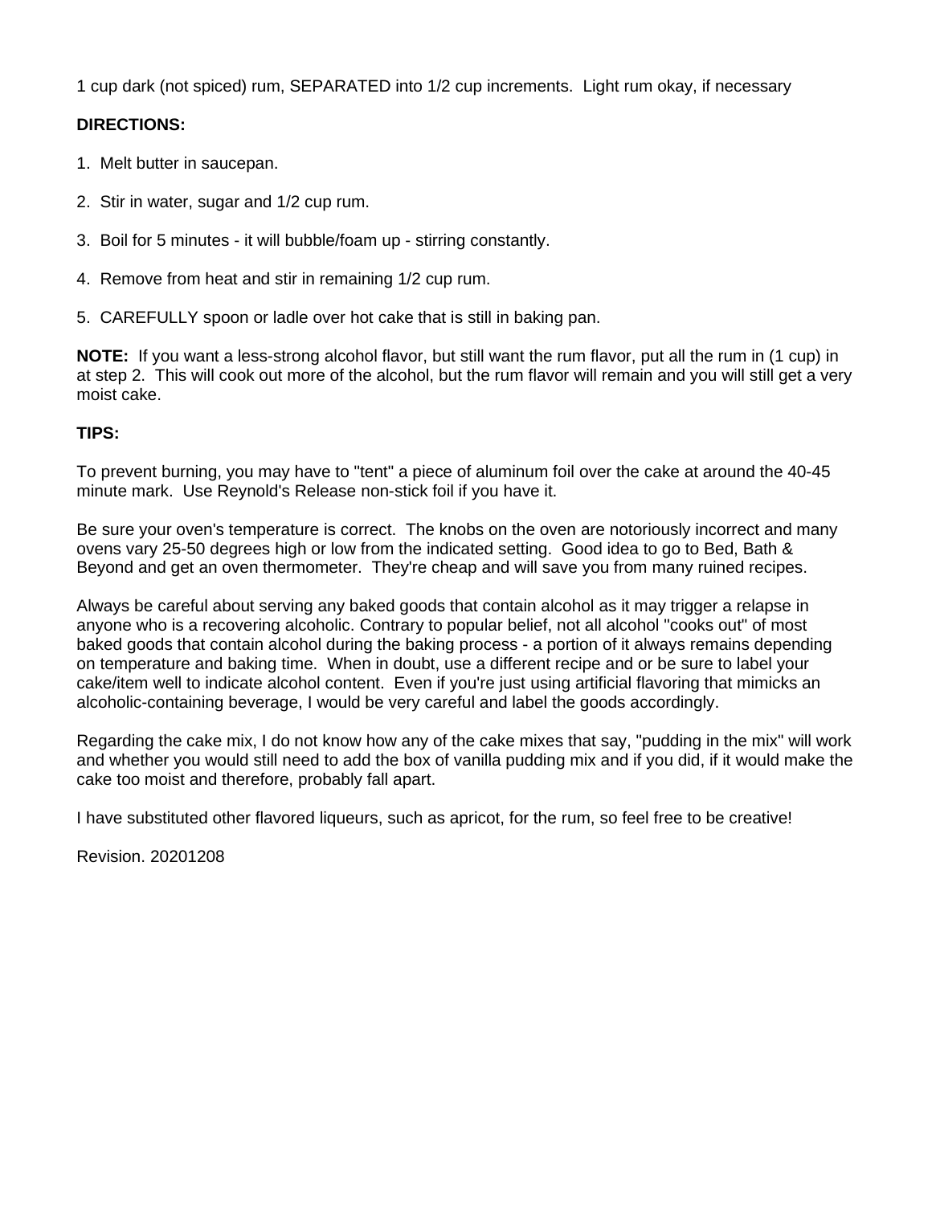1 cup dark (not spiced) rum, SEPARATED into 1/2 cup increments.  Light rum okay, if necessary

**DIRECTIONS:**

1. Melt butter in saucepan.

2. Stir in water, sugar and 1/2 cup rum.

3. Boil for 5 minutes - it will bubble/foam up - stirring constantly.

4. Remove from heat and stir in remaining 1/2 cup rum.

5. CAREFULLY spoon or ladle over hot cake that is still in baking pan.

**NOTE:** If you want a less-strong alcohol flavor, but still want the rum flavor, put all the rum in (1 cup) in at step 2.  This will cook out more of the alcohol, but the rum flavor will remain and you will still get a very moist cake.

**TIPS:**

To prevent burning, you may have to "tent" a piece of aluminum foil over the cake at around the 40-45 minute mark.  Use Reynold's Release non-stick foil if you have it.

Be sure your oven's temperature is correct.  The knobs on the oven are notoriously incorrect and many ovens vary 25-50 degrees high or low from the indicated setting.  Good idea to go to Bed, Bath & Beyond and get an oven thermometer.  They're cheap and will save you from many ruined recipes.

Always be careful about serving any baked goods that contain alcohol as it may trigger a relapse in anyone who is a recovering alcoholic. Contrary to popular belief, not all alcohol "cooks out" of most baked goods that contain alcohol during the baking process - a portion of it always remains depending on temperature and baking time.  When in doubt, use a different recipe and or be sure to label your cake/item well to indicate alcohol content.  Even if you're just using artificial flavoring that mimicks an alcoholic-containing beverage, I would be very careful and label the goods accordingly.

Regarding the cake mix, I do not know how any of the cake mixes that say, "pudding in the mix" will work and whether you would still need to add the box of vanilla pudding mix and if you did, if it would make the cake too moist and therefore, probably fall apart.

I have substituted other flavored liqueurs, such as apricot, for the rum, so feel free to be creative!

Revision. 20201208